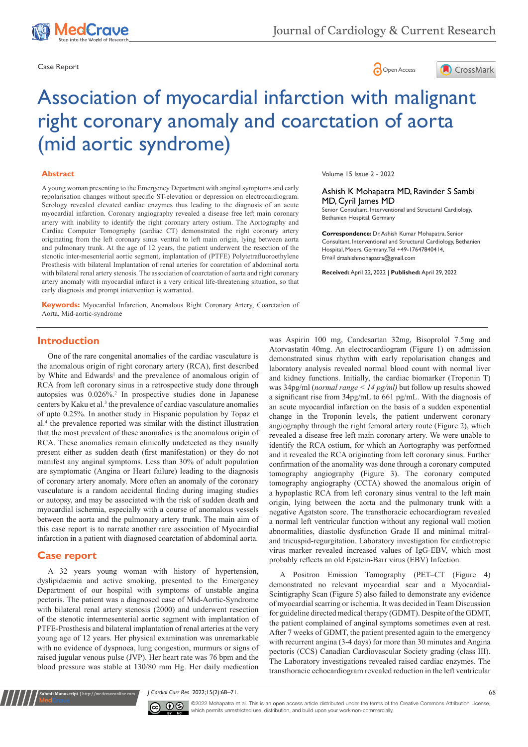Case Report

# Association of myocardial infarction with malignant right coronary anomaly and coarctation of aorta (mid aortic syndrome)

## Abstract

A young woman presenting to the Emergency Department with anginal symptoms and early repolarisation changes without specific ST-elevation or depression on electrocardiogram. Serology revealed elevated cardiac enzymes thus leading to the diagnosis of an acute myocardial infarction. Coronary angiography revealed a disease free left main coronary artery with inability to identify the right coronary artery ostium. The Aortography and Cardiac Computer Tomography (cardiac CT) demonstrated the right coronary artery originating from the left coronary sinus ventral to left main origin, lying between aorta and pulmonary trunk. At the age of 12 years, the patient underwent the resection of the stenotic inter-mesenterial aortic segment, implantation of (PTFE) Polytetrafluoroethylene Prosthesis with bilateral Implantation of renal arteries for coarctation of abdominal aorta with bilateral renal artery stenosis. The association of coarctation of aorta and right coronary artery anomaly with myocardial infarct is a very critical life-threatening situation, so that early diagnosis and prompt intervention is warranted.

**Keywords:** Myocardial Infarction, Anomalous Right Coronary Artery, Coarctation of Aorta, Mid-aortic-syndrome

Volume 15 Issue 2 - 2022

**Ashish K Mohapatra MD, Ravinder S Sambi MD, Cyril James MD**

Senior Consultant, Interventional and Structural Cardiology, Bethanien Hospital, Germany

**Correspondence:** Dr. Ashish Kumar Mohapatra, Senior Consultant, Interventional and Structural Cardiology, Bethanien Hospital, Moers, Germany, Tel +49-17647840414, Email drashishmohapatra@gmail.com

**Received:** April 22, 2022 | **Published:** April 29, 2022

## Introduction

One of the rare congenital anomalies of the cardiac vasculature is the anomalous origin of right coronary artery (RCA), first described by White and Edwards[1] and the prevalence of anomalous origin of RCA from left coronary sinus in a retrospective study done through autopsies was 0.026%.[2] In prospective studies done in Japanese centers by Kaku et al.[3] the prevalence of cardiac vasculature anomalies of upto 0.25%. In another study in Hispanic population by Topaz et al.[4] the prevalence reported was similar with the distinct illustration that the most prevalent of these anomalies is the anomalous origin of RCA. These anomalies remain clinically undetected as they usually present either as sudden death (first manifestation) or they do not manifest any anginal symptoms. Less than 30% of adult population are symptomatic (Angina or Heart failure) leading to the diagnosis of coronary artery anomaly. More often an anomaly of the coronary vasculature is a random accidental finding during imaging studies or autopsy, and may be associated with the risk of sudden death and myocardial ischemia, especially with a course of anomalous vessels between the aorta and the pulmonary artery trunk. The main aim of this case report is to narrate another rare association of Myocardial infarction in a patient with diagnosed coarctation of abdominal aorta.

## Case report

A 32 years young woman with history of hypertension, dyslipidaemia and active smoking, presented to the Emergency Department of our hospital with symptoms of unstable angina pectoris. The patient was a diagnosed case of Mid-Aortic-Syndrome with bilateral renal artery stenosis (2000) and underwent resection of the stenotic intermesenterial aortic segment with implantation of PTFE-Prosthesis and bilateral implantation of renal arteries at the very young age of 12 years. Her physical examination was unremarkable with no evidence of dyspnoea, lung congestion, murmurs or signs of raised jugular venous pulse (JVP). Her heart rate was 76 bpm and the blood pressure was stable at 130/80 mm Hg. Her daily medication was Aspirin 100 mg, Candesartan 32mg, Bisoprolol 7.5mg and Atorvastatin 40mg. An electrocardiogram (Figure 1) on admission demonstrated sinus rhythm with early repolarisation changes and laboratory analysis revealed normal blood count with normal liver and kidney functions. Initially, the cardiac biomarker (Troponin T) was 34pg/ml (*normal range < 14 pg/ml)* but follow up results showed a significant rise from 34pg/mL to 661 pg/mL. With the diagnosis of an acute myocardial infarction on the basis of a sudden exponential change in the Troponin levels, the patient underwent coronary angiography through the right femoral artery route (Figure 2), which revealed a disease free left main coronary artery. We were unable to identify the RCA ostium, for which an Aortography was performed and it revealed the RCA originating from left coronary sinus. Further confirmation of the anomality was done through a coronary computed tomography angiography (Figure 3). The coronary computed tomography angiography (CCTA) showed the anomalous origin of a hypoplastic RCA from left coronary sinus ventral to the left main origin, lying between the aorta and the pulmonary trunk with a negative Agatston score. The transthoracic echocardiogram revealed a normal left ventricular function without any regional wall motion abnormalities, diastolic dysfunction Grade II and minimal mitral- and tricuspid-regurgitation. Laboratory investigation for cardiotropic virus marker revealed increased values of IgG-EBV, which most probably reflects an old Epstein-Barr virus (EBV) Infection.

A Positron Emission Tomography (PET–CT (Figure 4) demonstrated no relevant myocardial scar and a Myocardial-Scintigraphy Scan (Figure 5) also failed to demonstrate any evidence of myocardial scarring or ischemia. It was decided in Team Discussion for guideline directed medical therapy (GDMT). Despite of the GDMT, the patient complained of anginal symptoms sometimes even at rest. After 7 weeks of GDMT, the patient presented again to the emergency with recurrent angina (3-4 days) for more than 30 minutes and Angina pectoris (CCS) Canadian Cardiovascular Society grading (class III). The Laboratory investigations revealed raised cardiac enzymes. The transthoracic echocardiogram revealed reduction in the left ventricular

©2022 Mohapatra et al. This is an open access article distributed under the terms of the Creative Commons Attribution License, which permits unrestricted use, distribution, and build upon your work non-commercially.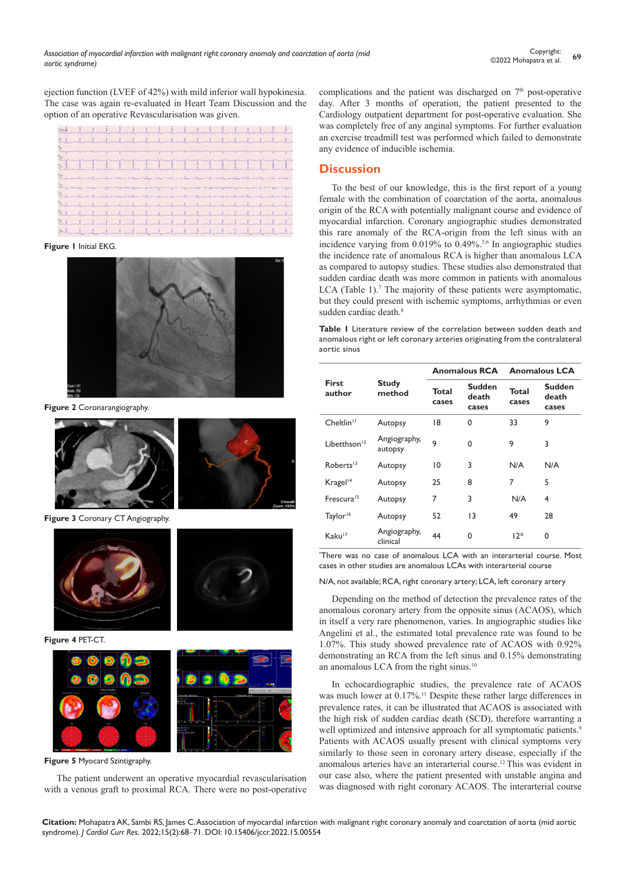ejection function (LVEF of 42%) with mild inferior wall hypokinesia. The case was again re-evaluated in Heart Team Discussion and the option of an operative Revascularisation was given.

**Figure 1** Initial EKG.

**Figure 2** Coronarangiography.

**Figure 3** Coronary CT Angiography.

**Figure 4** PET-CT.

**Figure 5** Myocard Szintigraphy.

The patient underwent an operative myocardial revascularisation with a venous graft to proximal RCA. There were no post-operative complications and the patient was discharged on 7th post-operative day. After 3 months of operation, the patient presented to the Cardiology outpatient department for post-operative evaluation. She was completely free of any anginal symptoms. For further evaluation an exercise treadmill test was performed which failed to demonstrate any evidence of inducible ischemia.

## Discussion

To the best of our knowledge, this is the first report of a young female with the combination of coarctation of the aorta, anomalous origin of the RCA with potentially malignant course and evidence of myocardial infarction. Coronary angiographic studies demonstrated this rare anomaly of the RCA-origin from the left sinus with an incidence varying from 0.019% to 0.49%.[5,6] In angiographic studies the incidence rate of anomalous RCA is higher than anomalous LCA as compared to autopsy studies. These studies also demonstrated that sudden cardiac death was more common in patients with anomalous LCA (Table 1).[7] The majority of these patients were asymptomatic, but they could present with ischemic symptoms, arrhythmias or even sudden cardiac death.[8]

**Table 1** Literature review of the correlation between sudden death and anomalous right or left coronary arteries originating from the contralateral aortic sinus

| First author | Study method | Anomalous RCA | | Anomalous LCA | |
|---|---|---|---|---|---|
| | | Total cases | Sudden death cases | Total cases | Sudden death cases |
| Cheltin[11] | Autopsy | 18 | 0 | 33 | 9 |
| Libetthson[12] | Angiography, autopsy | 9 | 0 | 9 | 3 |
| Roberts[13] | Autopsy | 10 | 3 | N/A | N/A |
| Kragel[14] | Autopsy | 25 | 8 | 7 | 5 |
| Frescura[15] | Autopsy | 7 | 3 | N/A | 4 |
| Taylor[16] | Autopsy | 52 | 13 | 49 | 28 |
| Kaku[17] | Angiography, clinical | 44 | 0 | 12* | 0 |

*There was no case of anomalous LCA with an interarterial course. Most cases in other studies are anomalous LCAs with interarterial course

N/A, not available; RCA, right coronary artery; LCA, left coronary artery

Depending on the method of detection the prevalence rates of the anomalous coronary artery from the opposite sinus (ACAOS), which in itself a very rare phenomenon, varies. In angiographic studies like Angelini et al., the estimated total prevalence rate was found to be 1.07%. This study showed prevalence rate of ACAOS with 0.92% demonstrating an RCA from the left sinus and 0.15% demonstrating an anomalous LCA from the right sinus.[10]

In echocardiographic studies, the prevalence rate of ACAOS was much lower at 0.17%.[11] Despite these rather large differences in prevalence rates, it can be illustrated that ACAOS is associated with the high risk of sudden cardiac death (SCD), therefore warranting a well optimized and intensive approach for all symptomatic patients.[9] Patients with ACAOS usually present with clinical symptoms very similarly to those seen in coronary artery disease, especially if the anomalous arteries have an interarterial course.[12] This was evident in our case also, where the patient presented with unstable angina and was diagnosed with right coronary ACAOS. The interarterial course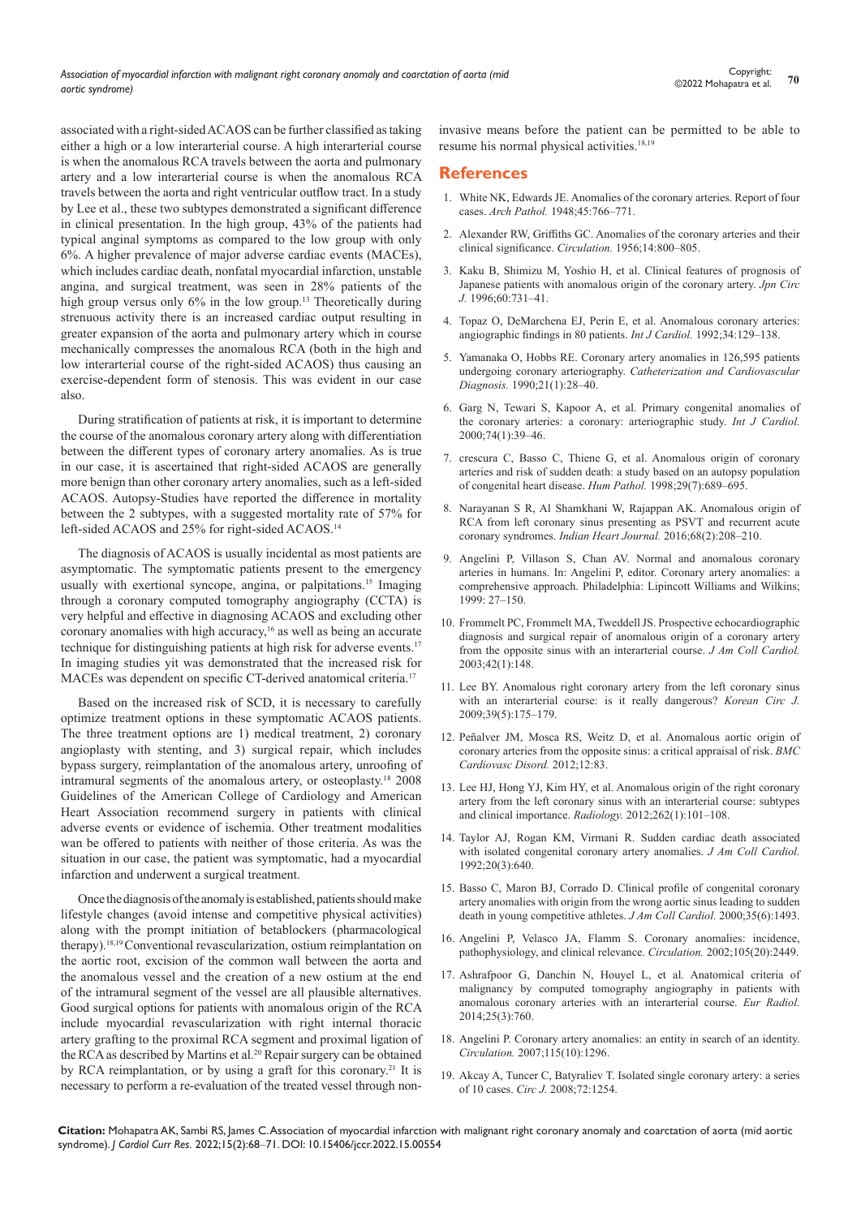associated with a right-sided ACAOS can be further classified as taking either a high or a low interarterial course. A high interarterial course is when the anomalous RCA travels between the aorta and pulmonary artery and a low interarterial course is when the anomalous RCA travels between the aorta and right ventricular outflow tract. In a study by Lee et al., these two subtypes demonstrated a significant difference in clinical presentation. In the high group, 43% of the patients had typical anginal symptoms as compared to the low group with only 6%. A higher prevalence of major adverse cardiac events (MACEs), which includes cardiac death, nonfatal myocardial infarction, unstable angina, and surgical treatment, was seen in 28% patients of the high group versus only 6% in the low group.[13] Theoretically during strenuous activity there is an increased cardiac output resulting in greater expansion of the aorta and pulmonary artery which in course mechanically compresses the anomalous RCA (both in the high and low interarterial course of the right-sided ACAOS) thus causing an exercise-dependent form of stenosis. This was evident in our case also.

During stratification of patients at risk, it is important to determine the course of the anomalous coronary artery along with differentiation between the different types of coronary artery anomalies. As is true in our case, it is ascertained that right-sided ACAOS are generally more benign than other coronary artery anomalies, such as a left-sided ACAOS. Autopsy-Studies have reported the difference in mortality between the 2 subtypes, with a suggested mortality rate of 57% for left-sided ACAOS and 25% for right-sided ACAOS.[14]

The diagnosis of ACAOS is usually incidental as most patients are asymptomatic. The symptomatic patients present to the emergency usually with exertional syncope, angina, or palpitations.[15] Imaging through a coronary computed tomography angiography (CCTA) is very helpful and effective in diagnosing ACAOS and excluding other coronary anomalies with high accuracy,[16] as well as being an accurate technique for distinguishing patients at high risk for adverse events.[17] In imaging studies yit was demonstrated that the increased risk for MACEs was dependent on specific CT-derived anatomical criteria.[17]

Based on the increased risk of SCD, it is necessary to carefully optimize treatment options in these symptomatic ACAOS patients. The three treatment options are 1) medical treatment, 2) coronary angioplasty with stenting, and 3) surgical repair, which includes bypass surgery, reimplantation of the anomalous artery, unroofing of intramural segments of the anomalous artery, or osteoplasty.[18] 2008 Guidelines of the American College of Cardiology and American Heart Association recommend surgery in patients with clinical adverse events or evidence of ischemia. Other treatment modalities wan be offered to patients with neither of those criteria. As was the situation in our case, the patient was symptomatic, had a myocardial infarction and underwent a surgical treatment.

Once the diagnosis of the anomaly is established, patients should make lifestyle changes (avoid intense and competitive physical activities) along with the prompt initiation of betablockers (pharmacological therapy).[18,19] Conventional revascularization, ostium reimplantation on the aortic root, excision of the common wall between the aorta and the anomalous vessel and the creation of a new ostium at the end of the intramural segment of the vessel are all plausible alternatives. Good surgical options for patients with anomalous origin of the RCA include myocardial revascularization with right internal thoracic artery grafting to the proximal RCA segment and proximal ligation of the RCA as described by Martins et al.[20] Repair surgery can be obtained by RCA reimplantation, or by using a graft for this coronary.[21] It is necessary to perform a re-evaluation of the treated vessel through non-invasive means before the patient can be permitted to be able to resume his normal physical activities.[18,19]

## References

1. White NK, Edwards JE. Anomalies of the coronary arteries. Report of four cases. *Arch Pathol.* 1948;45:766–771.
2. Alexander RW, Griffiths GC. Anomalies of the coronary arteries and their clinical significance. *Circulation.* 1956;14:800–805.
3. Kaku B, Shimizu M, Yoshio H, et al. Clinical features of prognosis of Japanese patients with anomalous origin of the coronary artery. *Jpn Circ J.* 1996;60:731–41.
4. Topaz O, DeMarchena EJ, Perin E, et al. Anomalous coronary arteries: angiographic findings in 80 patients. *Int J Cardiol.* 1992;34:129–138.
5. Yamanaka O, Hobbs RE. Coronary artery anomalies in 126,595 patients undergoing coronary arteriography. *Catheterization and Cardiovascular Diagnosis.* 1990;21(1):28–40.
6. Garg N, Tewari S, Kapoor A, et al. Primary congenital anomalies of the coronary arteries: a coronary: arteriographic study. *Int J Cardiol.* 2000;74(1):39–46.
7. crescura C, Basso C, Thiene G, et al. Anomalous origin of coronary arteries and risk of sudden death: a study based on an autopsy population of congenital heart disease. *Hum Pathol.* 1998;29(7):689–695.
8. Narayanan S R, Al Shamkhani W, Rajappan AK. Anomalous origin of RCA from left coronary sinus presenting as PSVT and recurrent acute coronary syndromes. *Indian Heart Journal.* 2016;68(2):208–210.
9. Angelini P, Villason S, Chan AV. Normal and anomalous coronary arteries in humans. In: Angelini P, editor. Coronary artery anomalies: a comprehensive approach. Philadelphia: Lipincott Williams and Wilkins; 1999: 27–150.
10. Frommelt PC, Frommelt MA, Tweddell JS. Prospective echocardiographic diagnosis and surgical repair of anomalous origin of a coronary artery from the opposite sinus with an interarterial course. *J Am Coll Cardiol.* 2003;42(1):148.
11. Lee BY. Anomalous right coronary artery from the left coronary sinus with an interarterial course: is it really dangerous? *Korean Circ J.* 2009;39(5):175–179.
12. Peñalver JM, Mosca RS, Weitz D, et al. Anomalous aortic origin of coronary arteries from the opposite sinus: a critical appraisal of risk. *BMC Cardiovasc Disord.* 2012;12:83.
13. Lee HJ, Hong YJ, Kim HY, et al. Anomalous origin of the right coronary artery from the left coronary sinus with an interarterial course: subtypes and clinical importance. *Radiology.* 2012;262(1):101–108.
14. Taylor AJ, Rogan KM, Virmani R. Sudden cardiac death associated with isolated congenital coronary artery anomalies. *J Am Coll Cardiol.* 1992;20(3):640.
15. Basso C, Maron BJ, Corrado D. Clinical profile of congenital coronary artery anomalies with origin from the wrong aortic sinus leading to sudden death in young competitive athletes. *J Am Coll Cardiol.* 2000;35(6):1493.
16. Angelini P, Velasco JA, Flamm S. Coronary anomalies: incidence, pathophysiology, and clinical relevance. *Circulation.* 2002;105(20):2449.
17. Ashrafpoor G, Danchin N, Houyel L, et al. Anatomical criteria of malignancy by computed tomography angiography in patients with anomalous coronary arteries with an interarterial course. *Eur Radiol.* 2014;25(3):760.
18. Angelini P. Coronary artery anomalies: an entity in search of an identity. *Circulation.* 2007;115(10):1296.
19. Akcay A, Tuncer C, Batyraliev T. Isolated single coronary artery: a series of 10 cases. *Circ J.* 2008;72:1254.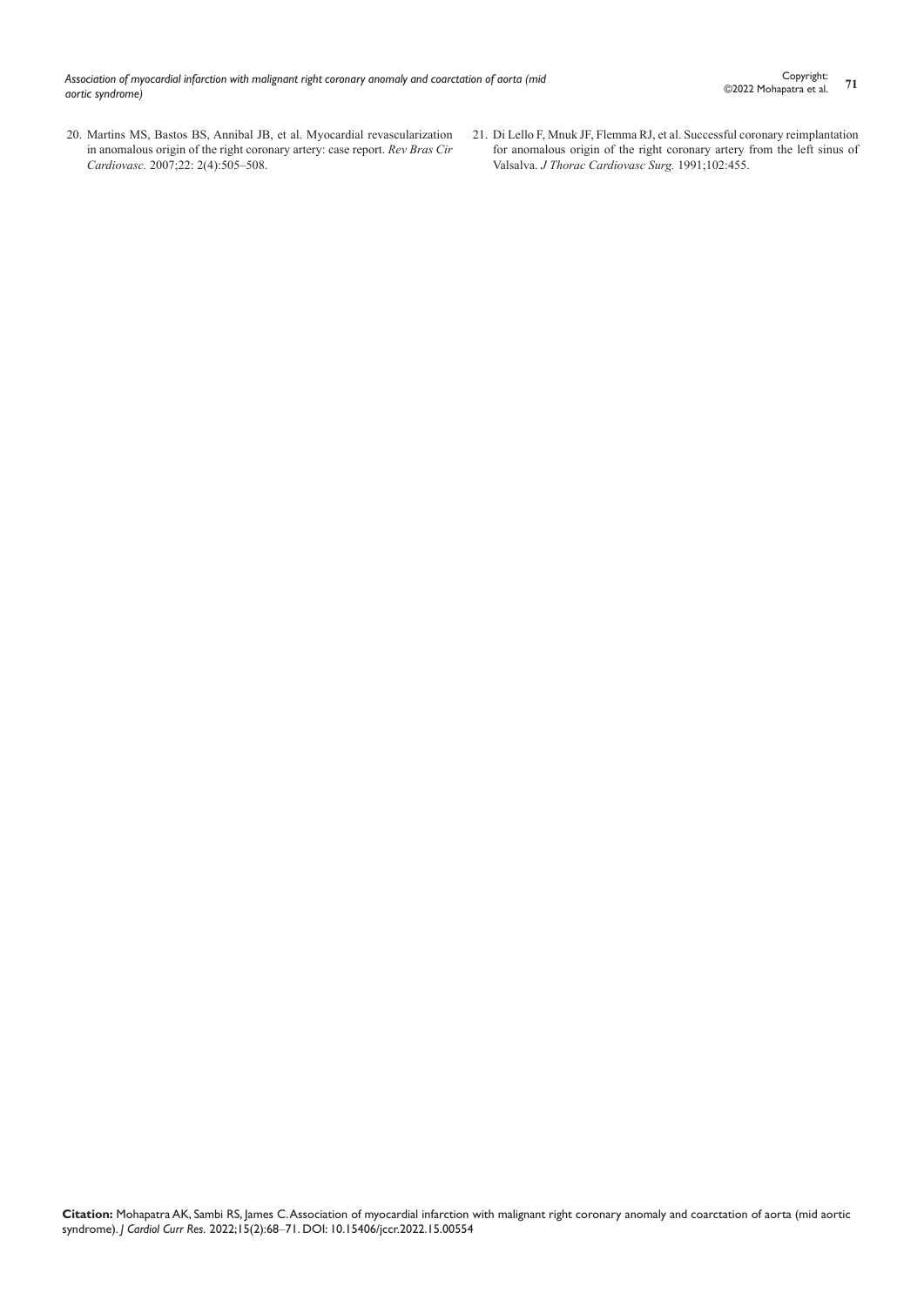20. Martins MS, Bastos BS, Annibal JB, et al. Myocardial revascularization in anomalous origin of the right coronary artery: case report. *Rev Bras Cir Cardiovasc.* 2007;22: 2(4):505–508.
21. Di Lello F, Mnuk JF, Flemma RJ, et al. Successful coronary reimplantation for anomalous origin of the right coronary artery from the left sinus of Valsalva. *J Thorac Cardiovasc Surg.* 1991;102:455.

**Citation:** Mohapatra AK, Sambi RS, James C. Association of myocardial infarction with malignant right coronary anomaly and coarctation of aorta (mid aortic syndrome). *J Cardiol Curr Res.* 2022;15(2):68–71. DOI: 10.15406/jccr.2022.15.00554